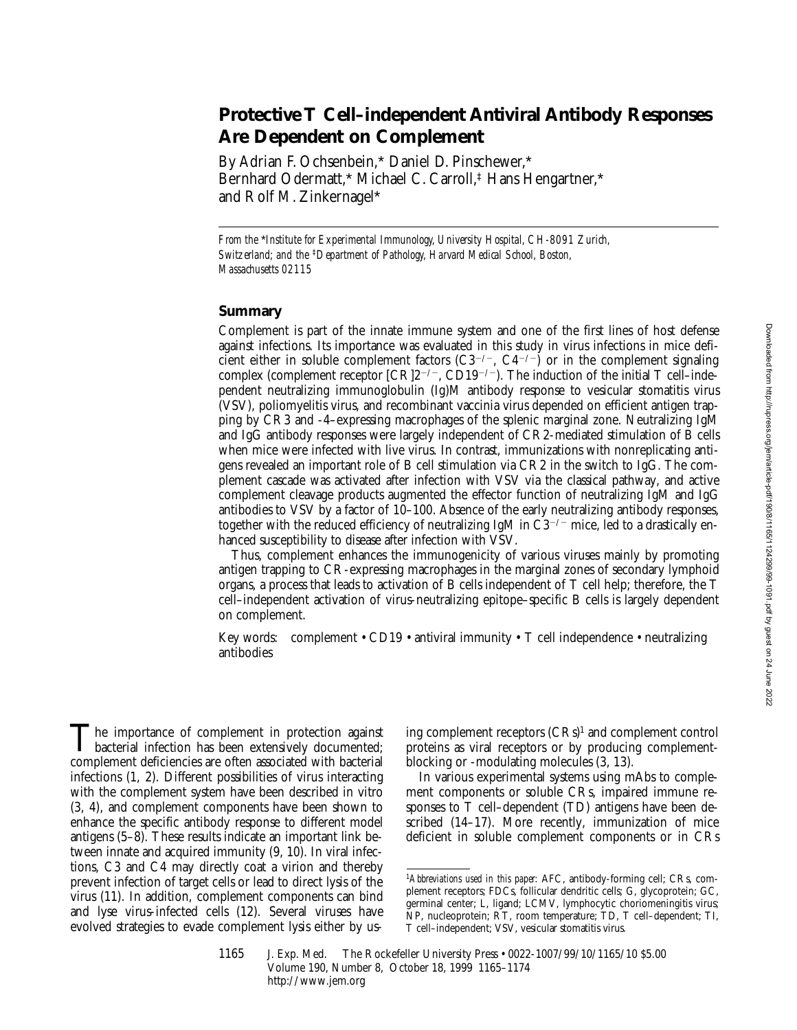# Protective T Cell–independent Antiviral Antibody Responses Are Dependent on Complement

By Adrian F. Ochsenbein,* Daniel D. Pinschewer,* Bernhard Odermatt,* Michael C. Carroll,‡ Hans Hengartner,* and Rolf M. Zinkernagel*

*From the \*Institute for Experimental Immunology, University Hospital, CH-8091 Zurich, Switzerland; and the ‡Department of Pathology, Harvard Medical School, Boston, Massachusetts 02115*

## Summary

Complement is part of the innate immune system and one of the first lines of host defense against infections. Its importance was evaluated in this study in virus infections in mice deficient either in soluble complement factors ($C3^{-/-}$, $C4^{-/-}$) or in the complement signaling complex (complement receptor $[CR]2^{-/-}$, $CD19^{-/-}$). The induction of the initial T cell–independent neutralizing immunoglobulin (Ig)M antibody response to vesicular stomatitis virus (VSV), poliomyelitis virus, and recombinant vaccinia virus depended on efficient antigen trapping by CR3 and -4–expressing macrophages of the splenic marginal zone. Neutralizing IgM and IgG antibody responses were largely independent of CR2-mediated stimulation of B cells when mice were infected with live virus. In contrast, immunizations with nonreplicating antigens revealed an important role of B cell stimulation via CR2 in the switch to IgG. The complement cascade was activated after infection with VSV via the classical pathway, and active complement cleavage products augmented the effector function of neutralizing IgM and IgG antibodies to VSV by a factor of 10–100. Absence of the early neutralizing antibody responses, together with the reduced efficiency of neutralizing IgM in $C3^{-/-}$ mice, led to a drastically enhanced susceptibility to disease after infection with VSV.

Thus, complement enhances the immunogenicity of various viruses mainly by promoting antigen trapping to CR-expressing macrophages in the marginal zones of secondary lymphoid organs, a process that leads to activation of B cells independent of T cell help; therefore, the T cell–independent activation of virus-neutralizing epitope–specific B cells is largely dependent on complement.

Key words: complement • CD19 • antiviral immunity • T cell independence • neutralizing antibodies

The importance of complement in protection against bacterial infection has been extensively documented; complement deficiencies are often associated with bacterial infections (1, 2). Different possibilities of virus interacting with the complement system have been described in vitro (3, 4), and complement components have been shown to enhance the specific antibody response to different model antigens (5–8). These results indicate an important link between innate and acquired immunity (9, 10). In viral infections, C3 and C4 may directly coat a virion and thereby prevent infection of target cells or lead to direct lysis of the virus (11). In addition, complement components can bind and lyse virus-infected cells (12). Several viruses have evolved strategies to evade complement lysis either by using complement receptors (CRs)[1] and complement control proteins as viral receptors or by producing complement-blocking or -modulating molecules (3, 13).

In various experimental systems using mAbs to complement components or soluble CRs, impaired immune responses to T cell–dependent (TD) antigens have been described (14–17). More recently, immunization of mice deficient in soluble complement components or in CRs

[1] *Abbreviations used in this paper:* AFC, antibody-forming cell; CRs, complement receptors; FDCs, follicular dendritic cells; G, glycoprotein; GC, germinal center; L, ligand; LCMV, lymphocytic choriomeningitis virus; NP, nucleoprotein; RT, room temperature; TD, T cell–dependent; TI, T cell–independent; VSV, vesicular stomatitis virus.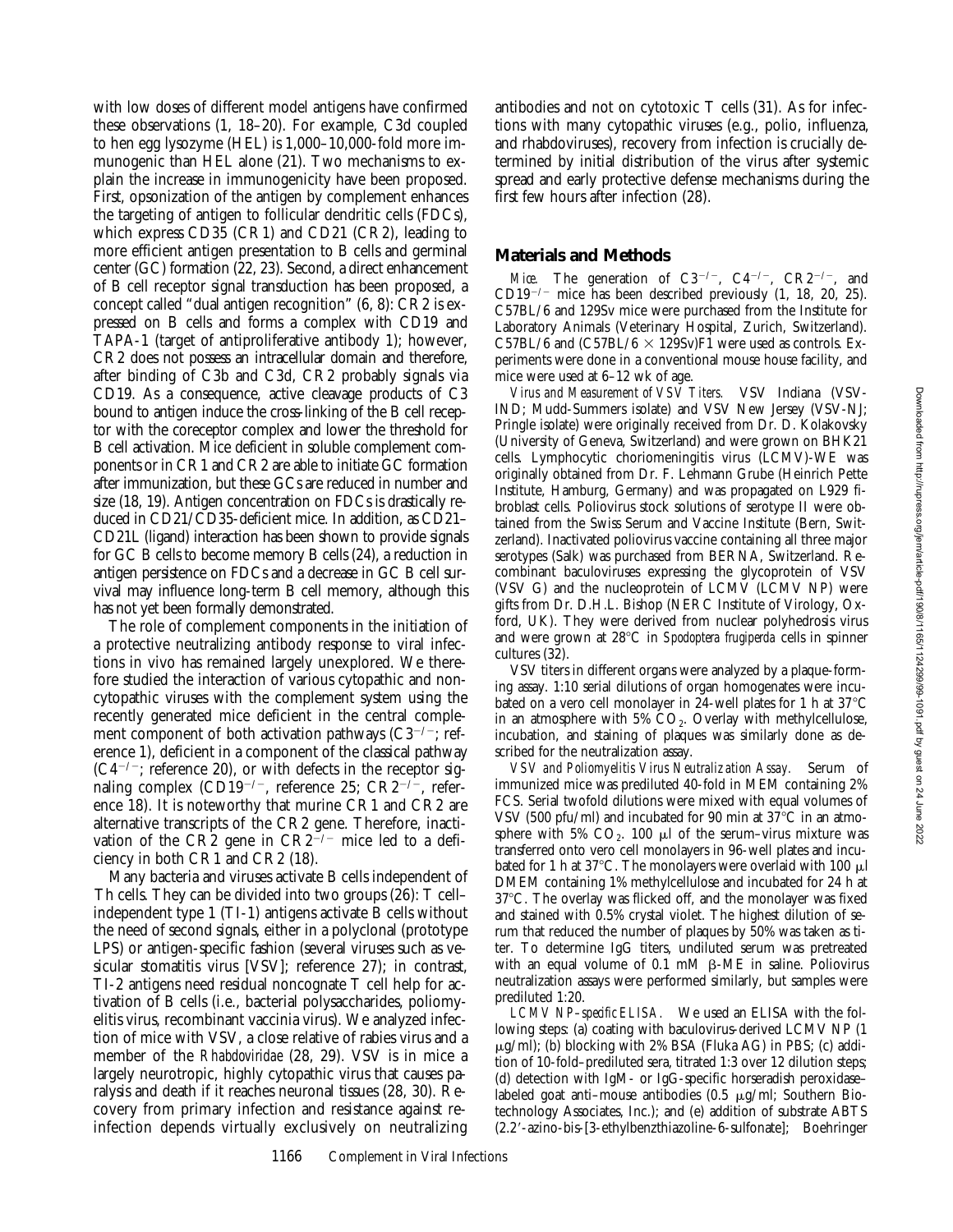with low doses of different model antigens have confirmed these observations (1, 18–20). For example, C3d coupled to hen egg lysozyme (HEL) is 1,000–10,000-fold more immunogenic than HEL alone (21). Two mechanisms to explain the increase in immunogenicity have been proposed. First, opsonization of the antigen by complement enhances the targeting of antigen to follicular dendritic cells (FDCs), which express CD35 (CR1) and CD21 (CR2), leading to more efficient antigen presentation to B cells and germinal center (GC) formation (22, 23). Second, a direct enhancement of B cell receptor signal transduction has been proposed, a concept called "dual antigen recognition" (6, 8): CR2 is expressed on B cells and forms a complex with CD19 and TAPA-1 (target of antiproliferative antibody 1); however, CR2 does not possess an intracellular domain and therefore, after binding of C3b and C3d, CR2 probably signals via CD19. As a consequence, active cleavage products of C3 bound to antigen induce the cross-linking of the B cell receptor with the coreceptor complex and lower the threshold for B cell activation. Mice deficient in soluble complement components or in CR1 and CR2 are able to initiate GC formation after immunization, but these GCs are reduced in number and size (18, 19). Antigen concentration on FDCs is drastically reduced in CD21/CD35-deficient mice. In addition, as CD21–CD21L (ligand) interaction has been shown to provide signals for GC B cells to become memory B cells (24), a reduction in antigen persistence on FDCs and a decrease in GC B cell survival may influence long-term B cell memory, although this has not yet been formally demonstrated.

The role of complement components in the initiation of a protective neutralizing antibody response to viral infections in vivo has remained largely unexplored. We therefore studied the interaction of various cytopathic and noncytopathic viruses with the complement system using the recently generated mice deficient in the central complement component of both activation pathways ($C3^{-/-}$; reference 1), deficient in a component of the classical pathway ($C4^{-/-}$; reference 20), or with defects in the receptor signaling complex ($CD19^{-/-}$, reference 25; $CR2^{-/-}$, reference 18). It is noteworthy that murine CR1 and CR2 are alternative transcripts of the CR2 gene. Therefore, inactivation of the CR2 gene in $CR2^{-/-}$ mice led to a deficiency in both CR1 and CR2 (18).

Many bacteria and viruses activate B cells independent of Th cells. They can be divided into two groups (26): T cell–independent type 1 (TI-1) antigens activate B cells without the need of second signals, either in a polyclonal (prototype LPS) or antigen-specific fashion (several viruses such as vesicular stomatitis virus [VSV]; reference 27); in contrast, TI-2 antigens need residual noncognate T cell help for activation of B cells (i.e., bacterial polysaccharides, poliomyelitis virus, recombinant vaccinia virus). We analyzed infection of mice with VSV, a close relative of rabies virus and a member of the *Rhabdoviridae* (28, 29). VSV is in mice a largely neurotropic, highly cytopathic virus that causes paralysis and death if it reaches neuronal tissues (28, 30). Recovery from primary infection and resistance against reinfection depends virtually exclusively on neutralizing antibodies and not on cytotoxic T cells (31). As for infections with many cytopathic viruses (e.g., polio, influenza, and rhabdoviruses), recovery from infection is crucially determined by initial distribution of the virus after systemic spread and early protective defense mechanisms during the first few hours after infection (28).

## Materials and Methods

*Mice.* The generation of $C3^{-/-}$, $C4^{-/-}$, $CR2^{-/-}$, and $CD19^{-/-}$ mice has been described previously (1, 18, 20, 25). C57BL/6 and 129Sv mice were purchased from the Institute for Laboratory Animals (Veterinary Hospital, Zurich, Switzerland). C57BL/6 and (C57BL/6 × 129Sv)F1 were used as controls. Experiments were done in a conventional mouse house facility, and mice were used at 6–12 wk of age.

*Virus and Measurement of VSV Titers.* VSV Indiana (VSV-IND; Mudd-Summers isolate) and VSV New Jersey (VSV-NJ; Pringle isolate) were originally received from Dr. D. Kolakovsky (University of Geneva, Switzerland) and were grown on BHK21 cells. Lymphocytic choriomeningitis virus (LCMV)-WE was originally obtained from Dr. F. Lehmann Grube (Heinrich Pette Institute, Hamburg, Germany) and was propagated on L929 fibroblast cells. Poliovirus stock solutions of serotype II were obtained from the Swiss Serum and Vaccine Institute (Bern, Switzerland). Inactivated poliovirus vaccine containing all three major serotypes (Salk) was purchased from BERNA, Switzerland. Recombinant baculoviruses expressing the glycoprotein of VSV (VSV G) and the nucleoprotein of LCMV (LCMV NP) were gifts from Dr. D.H.L. Bishop (NERC Institute of Virology, Oxford, UK). They were derived from nuclear polyhedrosis virus and were grown at 28°C in *Spodoptera frugiperda* cells in spinner cultures (32).

VSV titers in different organs were analyzed by a plaque-forming assay. 1:10 serial dilutions of organ homogenates were incubated on a vero cell monolayer in 24-well plates for 1 h at 37°C in an atmosphere with 5% $CO_2$. Overlay with methylcellulose, incubation, and staining of plaques was similarly done as described for the neutralization assay.

*VSV and Poliomyelitis Virus Neutralization Assay.* Serum of immunized mice was prediluted 40-fold in MEM containing 2% FCS. Serial twofold dilutions were mixed with equal volumes of VSV (500 pfu/ml) and incubated for 90 min at 37°C in an atmosphere with 5% $CO_2$. 100 μl of the serum–virus mixture was transferred onto vero cell monolayers in 96-well plates and incubated for 1 h at 37°C. The monolayers were overlaid with 100 μl DMEM containing 1% methylcellulose and incubated for 24 h at 37°C. The overlay was flicked off, and the monolayer was fixed and stained with 0.5% crystal violet. The highest dilution of serum that reduced the number of plaques by 50% was taken as titer. To determine IgG titers, undiluted serum was pretreated with an equal volume of 0.1 mM β-ME in saline. Poliovirus neutralization assays were performed similarly, but samples were prediluted 1:20.

*LCMV NP–specific ELISA.* We used an ELISA with the following steps: (a) coating with baculovirus-derived LCMV NP (1 μg/ml); (b) blocking with 2% BSA (Fluka AG) in PBS; (c) addition of 10-fold–prediluted sera, titrated 1:3 over 12 dilution steps; (d) detection with IgM- or IgG-specific horseradish peroxidase–labeled goat anti–mouse antibodies (0.5 μg/ml; Southern Biotechnology Associates, Inc.); and (e) addition of substrate ABTS (2.2′-azino-bis-[3-ethylbenzthiazoline-6-sulfonate]; Boehringer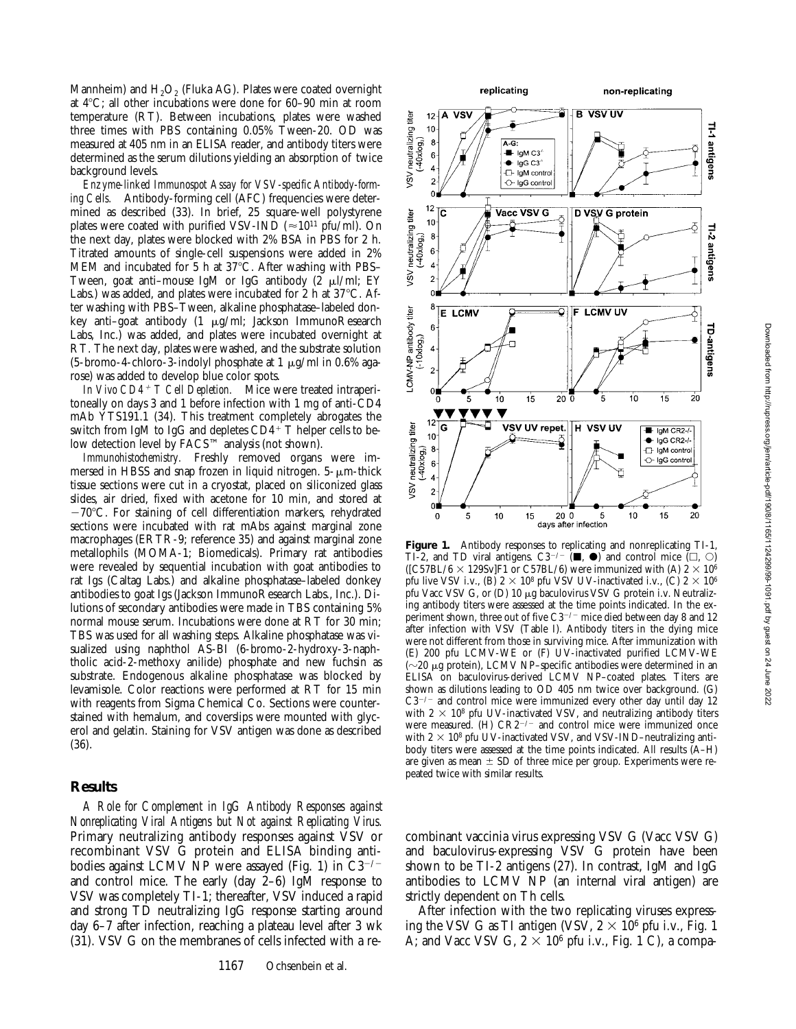Mannheim) and $H_2O_2$ (Fluka AG). Plates were coated overnight at 4°C; all other incubations were done for 60–90 min at room temperature (RT). Between incubations, plates were washed three times with PBS containing 0.05% Tween-20. OD was measured at 405 nm in an ELISA reader, and antibody titers were determined as the serum dilutions yielding an absorption of twice background levels.

*Enzyme-linked Immunospot Assay for VSV-specific Antibody-forming Cells.* Antibody-forming cell (AFC) frequencies were determined as described (33). In brief, 25 square-well polystyrene plates were coated with purified VSV-IND (≈$10^{11}$ pfu/ml). On the next day, plates were blocked with 2% BSA in PBS for 2 h. Titrated amounts of single-cell suspensions were added in 2% MEM and incubated for 5 h at 37°C. After washing with PBS–Tween, goat anti–mouse IgM or IgG antibody (2 μl/ml; EY Labs.) was added, and plates were incubated for 2 h at 37°C. After washing with PBS–Tween, alkaline phosphatase–labeled donkey anti–goat antibody (1 μg/ml; Jackson ImmunoResearch Labs, Inc.) was added, and plates were washed, and incubated overnight at RT. The next day, plates were washed, and the substrate solution (5-bromo-4-chloro-3-indolyl phosphate at 1 μg/ml in 0.6% agarose) was added to develop blue color spots.

*In Vivo $CD4^+$ T Cell Depletion.* Mice were treated intraperitoneally on days 3 and 1 before infection with 1 mg of anti-CD4 mAb YTS191.1 (34). This treatment completely abrogates the switch from IgM to IgG and depletes $CD4^+$ T helper cells to below detection level by FACS™ analysis (not shown).

*Immunohistochemistry.* Freshly removed organs were immersed in HBSS and snap frozen in liquid nitrogen. 5-μm-thick tissue sections were cut in a cryostat, placed on siliconized glass slides, air dried, fixed with acetone for 10 min, and stored at −70°C. For staining of cell differentiation markers, rehydrated sections were incubated with rat mAbs against marginal zone macrophages (ERTR-9; reference 35) and against marginal zone metallophils (MOMA-1; Biomedicals). Primary rat antibodies were revealed by sequential incubation with goat antibodies to rat Igs (Caltag Labs.) and alkaline phosphatase–labeled donkey antibodies to goat Igs (Jackson ImmunoResearch Labs., Inc.). Dilutions of secondary antibodies were made in TBS containing 5% normal mouse serum. Incubations were done at RT for 30 min; TBS was used for all washing steps. Alkaline phosphatase was visualized using naphthol AS-BI (6-bromo-2-hydroxy-3-naphtholic acid-2-methoxy anilide) phosphate and new fuchsin as substrate. Endogenous alkaline phosphatase was blocked by levamisole. Color reactions were performed at RT for 15 min with reagents from Sigma Chemical Co. Sections were counterstained with hemalum, and coverslips were mounted with glycerol and gelatin. Staining for VSV antigen was done as described (36).

## Results

*A Role for Complement in IgG Antibody Responses against Nonreplicating Viral Antigens but Not against Replicating Virus.* Primary neutralizing antibody responses against VSV or recombinant VSV G protein and ELISA binding antibodies against LCMV NP were assayed (Fig. 1) in $C3^{-/-}$ and control mice. The early (day 2–6) IgM response to VSV was completely TI-1; thereafter, VSV induced a rapid and strong TD neutralizing IgG response starting around day 6–7 after infection, reaching a plateau level after 3 wk (31). VSV G on the membranes of cells infected with a recombinant vaccinia virus expressing VSV G (Vacc VSV G) and baculovirus-expressing VSV G protein have been shown to be TI-2 antigens (27). In contrast, IgM and IgG antibodies to LCMV NP (an internal viral antigen) are strictly dependent on Th cells.

After infection with the two replicating viruses expressing the VSV G as TI antigen (VSV, $2 \times 10^6$ pfu i.v., Fig. 1 A; and Vacc VSV G, $2 \times 10^6$ pfu i.v., Fig. 1 C), a compa-

replicating

non-replicating

A VSV

B VSV UV

TI-1 antigens

A-G:
IgM C3-/-
IgG C3-/-
IgM control
IgG control

C Vacc VSV G

D VSV G protein

TI-2 antigens

E LCMV

F LCMV UV

TD-antigens

G VSV UV repet.

H VSV UV

IgM CR2-/-
IgG CR2-/-
IgM control
IgG control

VSV neutralizing titer (-40xlog2)

LCMV-NP antibody titer (-10xlog3)

days after infection

**Figure 1.** Antibody responses to replicating and nonreplicating TI-1, TI-2, and TD viral antigens. $C3^{-/-}$ (■, ●) and control mice (□, ○) ([C57BL/6 × 129Sv]F1 or C57BL/6) were immunized with (A) $2 \times 10^6$ pfu live VSV i.v., (B) $2 \times 10^8$ pfu VSV UV-inactivated i.v., (C) $2 \times 10^6$ pfu Vacc VSV G, or (D) 10 μg baculovirus VSV G protein i.v. Neutralizing antibody titers were assessed at the time points indicated. In the experiment shown, three out of five $C3^{-/-}$ mice died between day 8 and 12 after infection with VSV (Table I). Antibody titers in the dying mice were not different from those in surviving mice. After immunization with (E) 200 pfu LCMV-WE or (F) UV-inactivated purified LCMV-WE (~20 μg protein), LCMV NP–specific antibodies were determined in an ELISA on baculovirus-derived LCMV NP–coated plates. Titers are shown as dilutions leading to OD 405 nm twice over background. (G) $C3^{-/-}$ and control mice were immunized every other day until day 12 with $2 \times 10^8$ pfu UV-inactivated VSV, and neutralizing antibody titers were measured. (H) $CR2^{-/-}$ and control mice were immunized once with $2 \times 10^8$ pfu UV-inactivated VSV, and VSV-IND–neutralizing antibody titers were assessed at the time points indicated. All results (A–H) are given as mean ± SD of three mice per group. Experiments were repeated twice with similar results.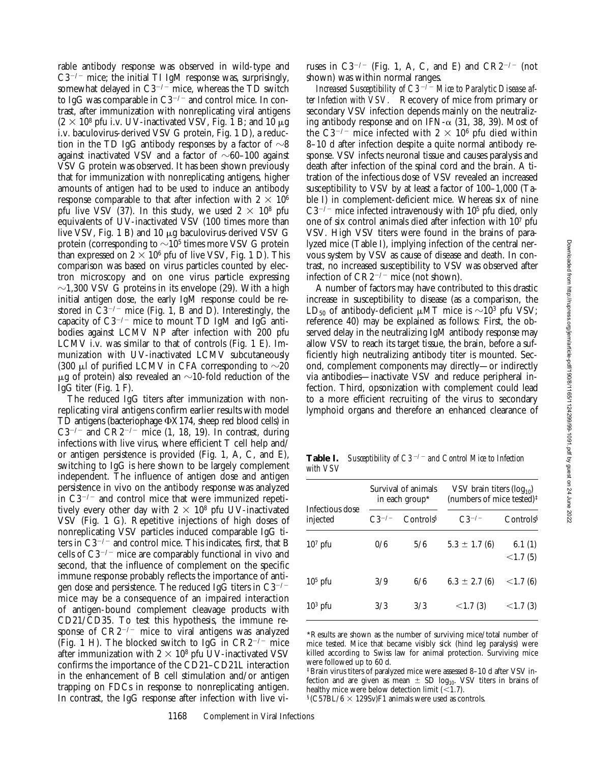rable antibody response was observed in wild-type and $C3^{-/-}$ mice; the initial TI IgM response was, surprisingly, somewhat delayed in $C3^{-/-}$ mice, whereas the TD switch to IgG was comparable in $C3^{-/-}$ and control mice. In contrast, after immunization with nonreplicating viral antigens ($2 \times 10^8$ pfu i.v. UV-inactivated VSV, Fig. 1 B; and 10 μg i.v. baculovirus-derived VSV G protein, Fig. 1 D), a reduction in the TD IgG antibody responses by a factor of ~8 against inactivated VSV and a factor of ~60–100 against VSV G protein was observed. It has been shown previously that for immunization with nonreplicating antigens, higher amounts of antigen had to be used to induce an antibody response comparable to that after infection with $2 \times 10^6$ pfu live VSV (37). In this study, we used $2 \times 10^8$ pfu equivalents of UV-inactivated VSV (100 times more than live VSV, Fig. 1 B) and 10 μg baculovirus-derived VSV G protein (corresponding to ~$10^5$ times more VSV G protein than expressed on $2 \times 10^6$ pfu of live VSV, Fig. 1 D). This comparison was based on virus particles counted by electron microscopy and on one virus particle expressing ~1,300 VSV G proteins in its envelope (29). With a high initial antigen dose, the early IgM response could be restored in $C3^{-/-}$ mice (Fig. 1, B and D). Interestingly, the capacity of $C3^{-/-}$ mice to mount TD IgM and IgG antibodies against LCMV NP after infection with 200 pfu LCMV i.v. was similar to that of controls (Fig. 1 E). Immunization with UV-inactivated LCMV subcutaneously (300 μl of purified LCMV in CFA corresponding to ~20 μg of protein) also revealed an ~10-fold reduction of the IgG titer (Fig. 1 F).

The reduced IgG titers after immunization with nonreplicating viral antigens confirm earlier results with model TD antigens (bacteriophage ΦX174, sheep red blood cells) in $C3^{-/-}$ and $CR2^{-/-}$ mice (1, 18, 19). In contrast, during infections with live virus, where efficient T cell help and/or antigen persistence is provided (Fig. 1, A, C, and E), switching to IgG is here shown to be largely complement independent. The influence of antigen dose and antigen persistence in vivo on the antibody response was analyzed in $C3^{-/-}$ and control mice that were immunized repetitively every other day with $2 \times 10^8$ pfu UV-inactivated VSV (Fig. 1 G). Repetitive injections of high doses of nonreplicating VSV particles induced comparable IgG titers in $C3^{-/-}$ and control mice. This indicates, first, that B cells of $C3^{-/-}$ mice are comparably functional in vivo and second, that the influence of complement on the specific immune response probably reflects the importance of antigen dose and persistence. The reduced IgG titers in $C3^{-/-}$ mice may be a consequence of an impaired interaction of antigen-bound complement cleavage products with CD21/CD35. To test this hypothesis, the immune response of $CR2^{-/-}$ mice to viral antigens was analyzed (Fig. 1 H). The blocked switch to IgG in $CR2^{-/-}$ mice after immunization with $2 \times 10^8$ pfu UV-inactivated VSV confirms the importance of the CD21–CD21L interaction in the enhancement of B cell stimulation and/or antigen trapping on FDCs in response to nonreplicating antigen. In contrast, the IgG response after infection with live viruses in $C3^{-/-}$ (Fig. 1, A, C, and E) and $CR2^{-/-}$ (not shown) was within normal ranges.

*Increased Susceptibility of $C3^{-/-}$ Mice to Paralytic Disease after Infection with VSV.* Recovery of mice from primary or secondary VSV infection depends mainly on the neutralizing antibody response and on IFN-α (31, 38, 39). Most of the $C3^{-/-}$ mice infected with $2 \times 10^6$ pfu died within 8–10 d after infection despite a quite normal antibody response. VSV infects neuronal tissue and causes paralysis and death after infection of the spinal cord and the brain. A titration of the infectious dose of VSV revealed an increased susceptibility to VSV by at least a factor of 100–1,000 (Table I) in complement-deficient mice. Whereas six of nine $C3^{-/-}$ mice infected intravenously with $10^5$ pfu died, only one of six control animals died after infection with $10^7$ pfu VSV. High VSV titers were found in the brains of paralyzed mice (Table I), implying infection of the central nervous system by VSV as cause of disease and death. In contrast, no increased susceptibility to VSV was observed after infection of $CR2^{-/-}$ mice (not shown).

A number of factors may have contributed to this drastic increase in susceptibility to disease (as a comparison, the $LD_{50}$ of antibody-deficient μMT mice is ~$10^3$ pfu VSV; reference 40) may be explained as follows: First, the observed delay in the neutralizing IgM antibody response may allow VSV to reach its target tissue, the brain, before a sufficiently high neutralizing antibody titer is mounted. Second, complement components may directly—or indirectly via antibodies—inactivate VSV and reduce peripheral infection. Third, opsonization with complement could lead to a more efficient recruiting of the virus to secondary lymphoid organs and therefore an enhanced clearance of

**Table I.** *Susceptibility of $C3^{-/-}$ and Control Mice to Infection with VSV*

| Infectious dose injected | Survival of animals in each group* | | VSV brain titers ($\log_{10}$) (numbers of mice tested)‡ | |
|---|---|---|---|---|
| | $C3^{-/-}$ | Controls§ | $C3^{-/-}$ | Controls§ |
| $10^7$ pfu | 0/6 | 5/6 | 5.3 ± 1.7 (6) | 6.1 (1) <1.7 (5) |
| $10^5$ pfu | 3/9 | 6/6 | 6.3 ± 2.7 (6) | <1.7 (6) |
| $10^3$ pfu | 3/3 | 3/3 | <1.7 (3) | <1.7 (3) |

*Results are shown as the number of surviving mice/total number of mice tested. Mice that became visibly sick (hind leg paralysis) were killed according to Swiss law for animal protection. Surviving mice were followed up to 60 d.

‡Brain virus titers of paralyzed mice were assessed 8–10 d after VSV infection and are given as mean ± SD $\log_{10}$. VSV titers in brains of healthy mice were below detection limit (<1.7).

§(C57BL/6 × 129Sv)F1 animals were used as controls.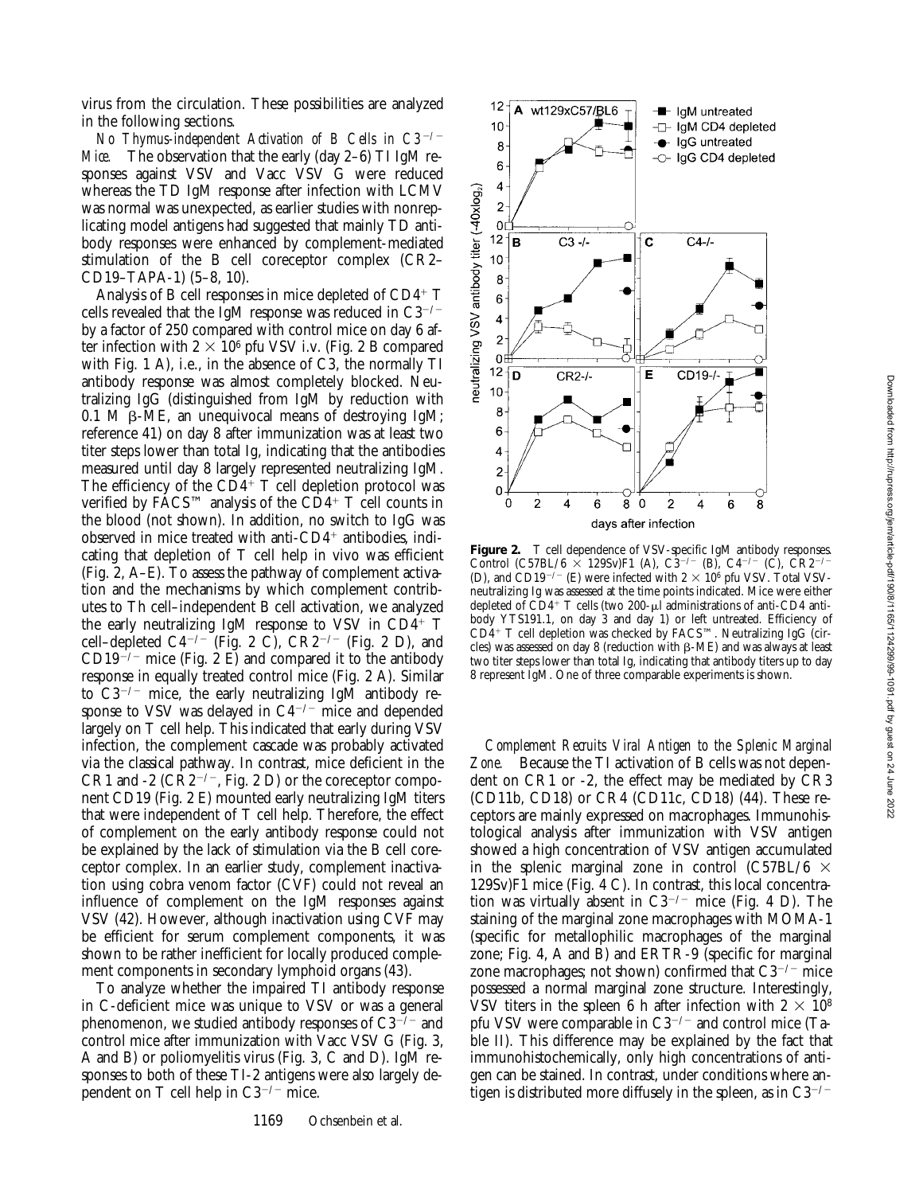virus from the circulation. These possibilities are analyzed in the following sections.

*No Thymus-independent Activation of B Cells in $C3^{-/-}$ Mice.* The observation that the early (day 2–6) TI IgM responses against VSV and Vacc VSV G were reduced whereas the TD IgM response after infection with LCMV was normal was unexpected, as earlier studies with nonreplicating model antigens had suggested that mainly TD antibody responses were enhanced by complement-mediated stimulation of the B cell coreceptor complex (CR2–CD19–TAPA-1) (5–8, 10).

Analysis of B cell responses in mice depleted of $CD4^+$ T cells revealed that the IgM response was reduced in $C3^{-/-}$ by a factor of 250 compared with control mice on day 6 after infection with $2 \times 10^6$ pfu VSV i.v. (Fig. 2 B compared with Fig. 1 A), i.e., in the absence of C3, the normally TI antibody response was almost completely blocked. Neutralizing IgG (distinguished from IgM by reduction with 0.1 M β-ME, an unequivocal means of destroying IgM; reference 41) on day 8 after immunization was at least two titer steps lower than total Ig, indicating that the antibodies measured until day 8 largely represented neutralizing IgM. The efficiency of the $CD4^+$ T cell depletion protocol was verified by FACS™ analysis of the $CD4^+$ T cell counts in the blood (not shown). In addition, no switch to IgG was observed in mice treated with anti-$CD4^+$ antibodies, indicating that depletion of T cell help in vivo was efficient (Fig. 2, A–E). To assess the pathway of complement activation and the mechanisms by which complement contributes to Th cell–independent B cell activation, we analyzed the early neutralizing IgM response to VSV in $CD4^+$ T cell–depleted $C4^{-/-}$ (Fig. 2 C), $CR2^{-/-}$ (Fig. 2 D), and $CD19^{-/-}$ mice (Fig. 2 E) and compared it to the antibody response in equally treated control mice (Fig. 2 A). Similar to $C3^{-/-}$ mice, the early neutralizing IgM antibody response to VSV was delayed in $C4^{-/-}$ mice and depended largely on T cell help. This indicated that early during VSV infection, the complement cascade was probably activated via the classical pathway. In contrast, mice deficient in the CR1 and -2 ($CR2^{-/-}$, Fig. 2 D) or the coreceptor component CD19 (Fig. 2 E) mounted early neutralizing IgM titers that were independent of T cell help. Therefore, the effect of complement on the early antibody response could not be explained by the lack of stimulation via the B cell coreceptor complex. In an earlier study, complement inactivation using cobra venom factor (CVF) could not reveal an influence of complement on the IgM responses against VSV (42). However, although inactivation using CVF may be efficient for serum complement components, it was shown to be rather inefficient for locally produced complement components in secondary lymphoid organs (43).

To analyze whether the impaired TI antibody response in C-deficient mice was unique to VSV or was a general phenomenon, we studied antibody responses of $C3^{-/-}$ and control mice after immunization with Vacc VSV G (Fig. 3, A and B) or poliomyelitis virus (Fig. 3, C and D). IgM responses to both of these TI-2 antigens were also largely dependent on T cell help in $C3^{-/-}$ mice.

A wt129xC57/BL6
B C3 -/-
C C4-/-
D CR2-/-
E CD19-/-
IgM untreated
IgM CD4 depleted
IgG untreated
IgG CD4 depleted
neutralizing VSV antibody titer (-40xlog2)
days after infection

**Figure 2.** T cell dependence of VSV-specific IgM antibody responses. Control (C57BL/6 × 129Sv)F1 (A), $C3^{-/-}$ (B), $C4^{-/-}$ (C), $CR2^{-/-}$ (D), and $CD19^{-/-}$ (E) were infected with $2 \times 10^6$ pfu VSV. Total VSV-neutralizing Ig was assessed at the time points indicated. Mice were either depleted of $CD4^+$ T cells (two 200-μl administrations of anti-CD4 antibody YTS191.1, on day 3 and day 1) or left untreated. Efficiency of $CD4^+$ T cell depletion was checked by FACS™. Neutralizing IgG (circles) was assessed on day 8 (reduction with β-ME) and was always at least two titer steps lower than total Ig, indicating that antibody titers up to day 8 represent IgM. One of three comparable experiments is shown.

*Complement Recruits Viral Antigen to the Splenic Marginal Zone.* Because the TI activation of B cells was not dependent on CR1 or -2, the effect may be mediated by CR3 (CD11b, CD18) or CR4 (CD11c, CD18) (44). These receptors are mainly expressed on macrophages. Immunohistological analysis after immunization with VSV antigen showed a high concentration of VSV antigen accumulated in the splenic marginal zone in control (C57BL/6 × 129Sv)F1 mice (Fig. 4 C). In contrast, this local concentration was virtually absent in $C3^{-/-}$ mice (Fig. 4 D). The staining of the marginal zone macrophages with MOMA-1 (specific for metallophilic macrophages of the marginal zone; Fig. 4, A and B) and ERTR-9 (specific for marginal zone macrophages; not shown) confirmed that $C3^{-/-}$ mice possessed a normal marginal zone structure. Interestingly, VSV titers in the spleen 6 h after infection with $2 \times 10^8$ pfu VSV were comparable in $C3^{-/-}$ and control mice (Table II). This difference may be explained by the fact that immunohistochemically, only high concentrations of antigen can be stained. In contrast, under conditions where antigen is distributed more diffusely in the spleen, as in $C3^{-/-}$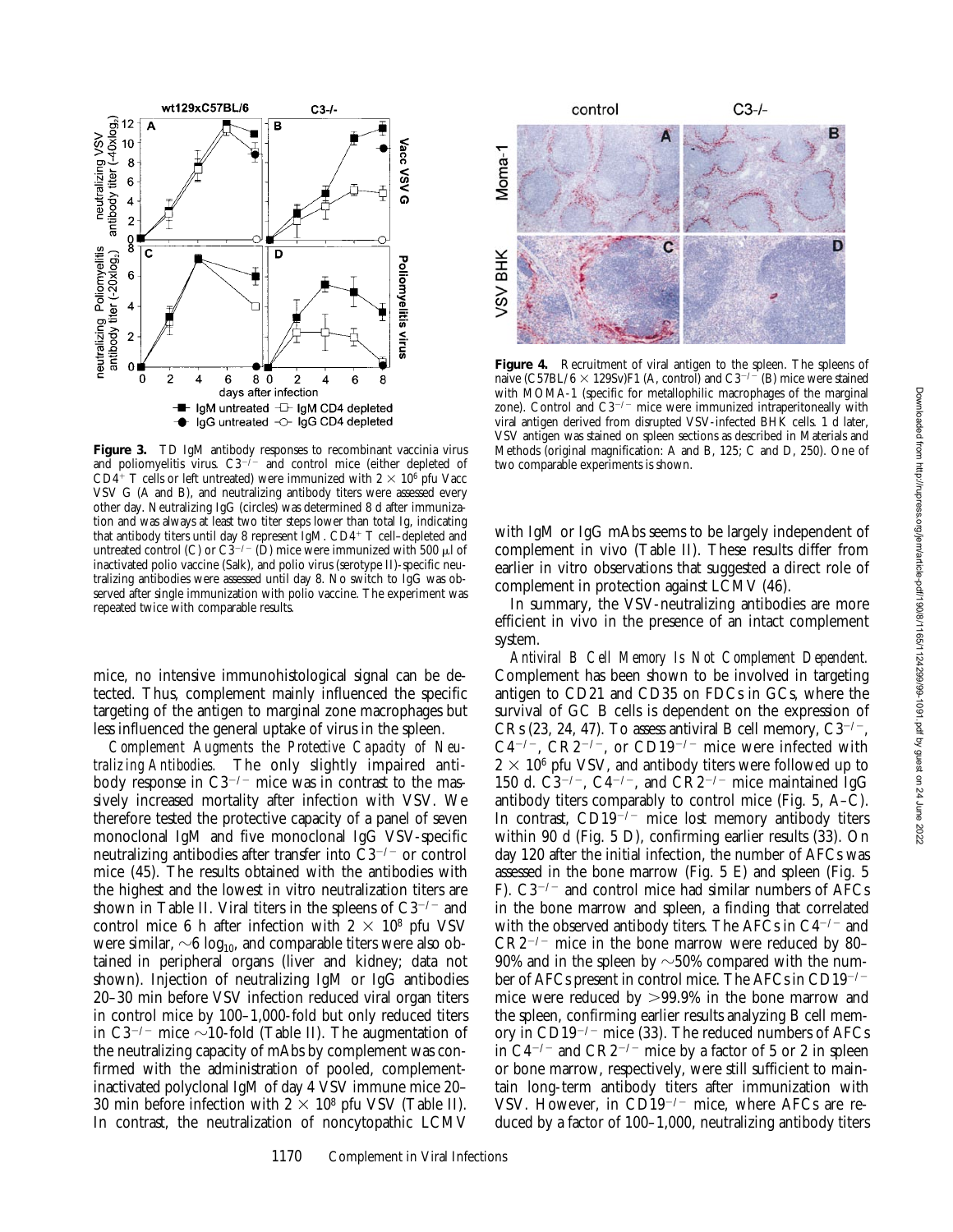wt129xC57BL/6

C3-/-

neutralizing VSV antibody titer (-40xlog2)

Vacc VSV G

neutralizing Poliomyelitis antibody titer (-20xlog2)

Poliomyelitis virus

A

B

C

D

12
10
8
6
4
2
0

8
6
4
2
0

0 2 4 6 8 0 2 4 6 8

days after infection

IgM untreated  IgM CD4 depleted

IgG untreated  IgG CD4 depleted

**Figure 3.** TD IgM antibody responses to recombinant vaccinia virus and poliomyelitis virus. $C3^{-/-}$ and control mice (either depleted of $CD4^+$ T cells or left untreated) were immunized with $2 \times 10^6$ pfu Vacc VSV G (A and B), and neutralizing antibody titers were assessed every other day. Neutralizing IgG (circles) was determined 8 d after immunization and was always at least two titer steps lower than total Ig, indicating that antibody titers until day 8 represent IgM. $CD4^+$ T cell–depleted and untreated control (C) or $C3^{-/-}$ (D) mice were immunized with 500 μl of inactivated polio vaccine (Salk), and polio virus (serotype II)-specific neutralizing antibodies were assessed until day 8. No switch to IgG was observed after single immunization with polio vaccine. The experiment was repeated twice with comparable results.

control

C3-/-

Moma-1

VSV BHK

A

B

C

D

**Figure 4.** Recruitment of viral antigen to the spleen. The spleens of naive (C57BL/6 × 129Sv)F1 (A, control) and $C3^{-/-}$ (B) mice were stained with MOMA-1 (specific for metallophilic macrophages of the marginal zone). Control and $C3^{-/-}$ mice were immunized intraperitoneally with viral antigen derived from disrupted VSV-infected BHK cells. 1 d later, VSV antigen was stained on spleen sections as described in Materials and Methods (original magnification: A and B, 125; C and D, 250). One of two comparable experiments is shown.

mice, no intensive immunohistological signal can be detected. Thus, complement mainly influenced the specific targeting of the antigen to marginal zone macrophages but less influenced the general uptake of virus in the spleen.

*Complement Augments the Protective Capacity of Neutralizing Antibodies.* The only slightly impaired antibody response in $C3^{-/-}$ mice was in contrast to the massively increased mortality after infection with VSV. We therefore tested the protective capacity of a panel of seven monoclonal IgM and five monoclonal IgG VSV-specific neutralizing antibodies after transfer into $C3^{-/-}$ or control mice (45). The results obtained with the antibodies with the highest and the lowest in vitro neutralization titers are shown in Table II. Viral titers in the spleens of $C3^{-/-}$ and control mice 6 h after infection with $2 \times 10^8$ pfu VSV were similar, ~6 $\log_{10}$, and comparable titers were also obtained in peripheral organs (liver and kidney; data not shown). Injection of neutralizing IgM or IgG antibodies 20–30 min before VSV infection reduced viral organ titers in control mice by 100–1,000-fold but only reduced titers in $C3^{-/-}$ mice ~10-fold (Table II). The augmentation of the neutralizing capacity of mAbs by complement was confirmed with the administration of pooled, complement-inactivated polyclonal IgM of day 4 VSV immune mice 20–30 min before infection with $2 \times 10^8$ pfu VSV (Table II). In contrast, the neutralization of noncytopathic LCMV with IgM or IgG mAbs seems to be largely independent of complement in vivo (Table II). These results differ from earlier in vitro observations that suggested a direct role of complement in protection against LCMV (46).

In summary, the VSV-neutralizing antibodies are more efficient in vivo in the presence of an intact complement system.

*Antiviral B Cell Memory Is Not Complement Dependent.* Complement has been shown to be involved in targeting antigen to CD21 and CD35 on FDCs in GCs, where the survival of GC B cells is dependent on the expression of CRs (23, 24, 47). To assess antiviral B cell memory, $C3^{-/-}$, $C4^{-/-}$, $CR2^{-/-}$, or $CD19^{-/-}$ mice were infected with $2 \times 10^6$ pfu VSV, and antibody titers were followed up to 150 d. $C3^{-/-}$, $C4^{-/-}$, and $CR2^{-/-}$ mice maintained IgG antibody titers comparably to control mice (Fig. 5, A–C). In contrast, $CD19^{-/-}$ mice lost memory antibody titers within 90 d (Fig. 5 D), confirming earlier results (33). On day 120 after the initial infection, the number of AFCs was assessed in the bone marrow (Fig. 5 E) and spleen (Fig. 5 F). $C3^{-/-}$ and control mice had similar numbers of AFCs in the bone marrow and spleen, a finding that correlated with the observed antibody titers. The AFCs in $C4^{-/-}$ and $CR2^{-/-}$ mice in the bone marrow were reduced by 80–90% and in the spleen by ~50% compared with the number of AFCs present in control mice. The AFCs in $CD19^{-/-}$ mice were reduced by >99.9% in the bone marrow and the spleen, confirming earlier results analyzing B cell memory in $CD19^{-/-}$ mice (33). The reduced numbers of AFCs in $C4^{-/-}$ and $CR2^{-/-}$ mice by a factor of 5 or 2 in spleen or bone marrow, respectively, were still sufficient to maintain long-term antibody titers after immunization with VSV. However, in $CD19^{-/-}$ mice, where AFCs are reduced by a factor of 100–1,000, neutralizing antibody titers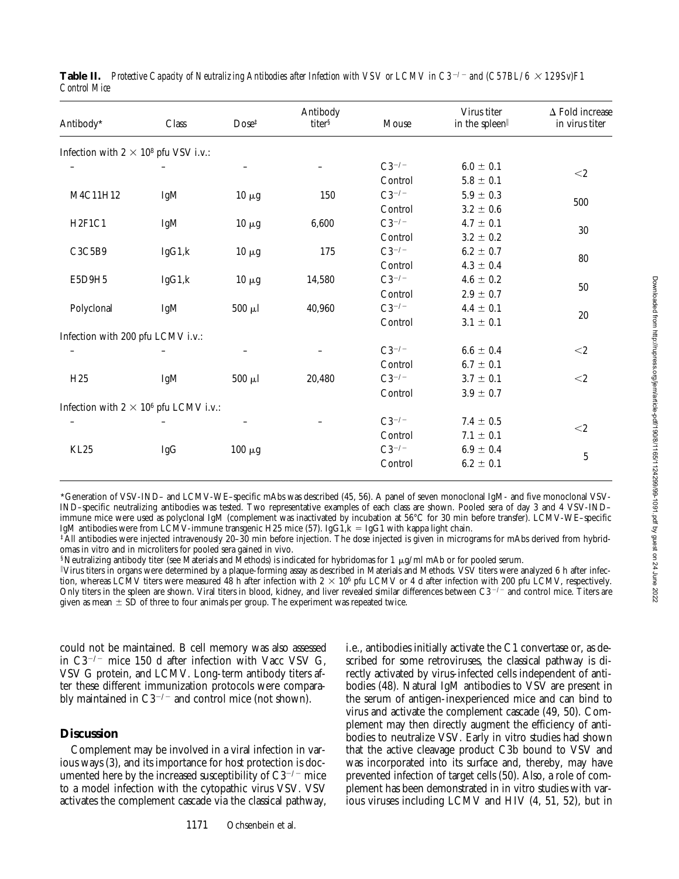**Table II.** *Protective Capacity of Neutralizing Antibodies after Infection with VSV or LCMV in C3$^{-/-}$ and (C57BL/6 × 129Sv)F1 Control Mice*

| Antibody* | Class | Dose‡ | Antibody titer§ | Mouse | Virus titer in the spleen‖ | Δ Fold increase in virus titer |
|---|---|---|---|---|---|---|
| Infection with 2 × 10$^8$ pfu VSV i.v.: | | | | | | |
| – | – | – | – | C3$^{-/-}$ | 6.0 ± 0.1 | <2 |
| | | | | Control | 5.8 ± 0.1 | |
| M4C11H12 | IgM | 10 μg | 150 | C3$^{-/-}$ | 5.9 ± 0.3 | 500 |
| | | | | Control | 3.2 ± 0.6 | |
| H2F1C1 | IgM | 10 μg | 6,600 | C3$^{-/-}$ | 4.7 ± 0.1 | 30 |
| | | | | Control | 3.2 ± 0.2 | |
| C3C5B9 | IgG1,k | 10 μg | 175 | C3$^{-/-}$ | 6.2 ± 0.7 | 80 |
| | | | | Control | 4.3 ± 0.4 | |
| E5D9H5 | IgG1,k | 10 μg | 14,580 | C3$^{-/-}$ | 4.6 ± 0.2 | 50 |
| | | | | Control | 2.9 ± 0.7 | |
| Polyclonal | IgM | 500 μl | 40,960 | C3$^{-/-}$ | 4.4 ± 0.1 | 20 |
| | | | | Control | 3.1 ± 0.1 | |
| Infection with 200 pfu LCMV i.v.: | | | | | | |
| – | – | – | – | C3$^{-/-}$ | 6.6 ± 0.4 | <2 |
| | | | | Control | 6.7 ± 0.1 | |
| H25 | IgM | 500 μl | 20,480 | C3$^{-/-}$ | 3.7 ± 0.1 | <2 |
| | | | | Control | 3.9 ± 0.7 | |
| Infection with 2 × 10$^6$ pfu LCMV i.v.: | | | | | | |
| – | – | – | – | C3$^{-/-}$ | 7.4 ± 0.5 | <2 |
| | | | | Control | 7.1 ± 0.1 | |
| KL25 | IgG | 100 μg | | C3$^{-/-}$ | 6.9 ± 0.4 | 5 |
| | | | | Control | 6.2 ± 0.1 | |

*Generation of VSV-IND– and LCMV-WE–specific mAbs was described (45, 56). A panel of seven monoclonal IgM- and five monoclonal VSV-IND–specific neutralizing antibodies was tested. Two representative examples of each class are shown. Pooled sera of day 3 and 4 VSV-IND–immune mice were used as polyclonal IgM (complement was inactivated by incubation at 56°C for 30 min before transfer). LCMV-WE–specific IgM antibodies were from LCMV-immune transgenic H25 mice (57). IgG1,k = IgG1 with kappa light chain.

‡All antibodies were injected intravenously 20–30 min before injection. The dose injected is given in micrograms for mAbs derived from hybridomas in vitro and in microliters for pooled sera gained in vivo.

§Neutralizing antibody titer (see Materials and Methods) is indicated for hybridomas for 1 μg/ml mAb or for pooled serum.

‖Virus titers in organs were determined by a plaque-forming assay as described in Materials and Methods. VSV titers were analyzed 6 h after infection, whereas LCMV titers were measured 48 h after infection with 2 × 10$^6$ pfu LCMV or 4 d after infection with 200 pfu LCMV, respectively. Only titers in the spleen are shown. Viral titers in blood, kidney, and liver revealed similar differences between C3$^{-/-}$ and control mice. Titers are given as mean ± SD of three to four animals per group. The experiment was repeated twice.

could not be maintained. B cell memory was also assessed in C3$^{-/-}$ mice 150 d after infection with Vacc VSV G, VSV G protein, and LCMV. Long-term antibody titers after these different immunization protocols were comparably maintained in C3$^{-/-}$ and control mice (not shown).

## Discussion

Complement may be involved in a viral infection in various ways (3), and its importance for host protection is documented here by the increased susceptibility of C3$^{-/-}$ mice to a model infection with the cytopathic virus VSV. VSV activates the complement cascade via the classical pathway, i.e., antibodies initially activate the C1 convertase or, as described for some retroviruses, the classical pathway is directly activated by virus-infected cells independent of antibodies (48). Natural IgM antibodies to VSV are present in the serum of antigen-inexperienced mice and can bind to virus and activate the complement cascade (49, 50). Complement may then directly augment the efficiency of antibodies to neutralize VSV. Early in vitro studies had shown that the active cleavage product C3b bound to VSV and was incorporated into its surface and, thereby, may have prevented infection of target cells (50). Also, a role of complement has been demonstrated in in vitro studies with various viruses including LCMV and HIV (4, 51, 52), but in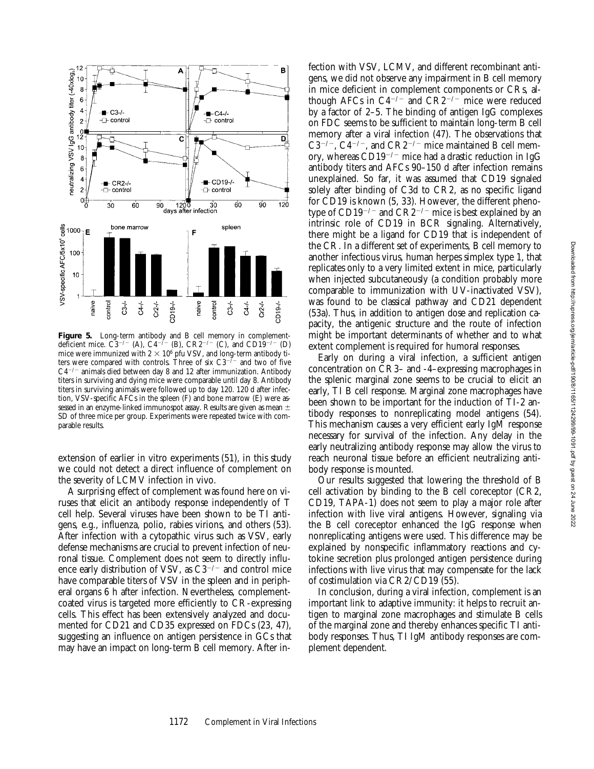neutralizing VSV IgG antibody titer (-40xlog2)

A
C3-/-
control

B
C4-/-
control

C
CR2-/-
control

D
CD19-/-
control

days after infection

0 30 60 90 120

VSV-specific AFC/5x10^6 cells

E bone marrow

F spleen

naive control C3-/- C4-/- Cr2-/- CD19-/-

**Figure 5.** Long-term antibody and B cell memory in complement-deficient mice. $C3^{-/-}$ (A), $C4^{-/-}$ (B), $CR2^{-/-}$ (C), and $CD19^{-/-}$ (D) mice were immunized with $2 \times 10^6$ pfu VSV, and long-term antibody titers were compared with controls. Three of six $C3^{-/-}$ and two of five $C4^{-/-}$ animals died between day 8 and 12 after immunization. Antibody titers in surviving and dying mice were comparable until day 8. Antibody titers in surviving animals were followed up to day 120. 120 d after infection, VSV-specific AFCs in the spleen (F) and bone marrow (E) were assessed in an enzyme-linked immunospot assay. Results are given as mean ± SD of three mice per group. Experiments were repeated twice with comparable results.

extension of earlier in vitro experiments (51), in this study we could not detect a direct influence of complement on the severity of LCMV infection in vivo.

A surprising effect of complement was found here on viruses that elicit an antibody response independently of T cell help. Several viruses have been shown to be TI antigens, e.g., influenza, polio, rabies virions, and others (53). After infection with a cytopathic virus such as VSV, early defense mechanisms are crucial to prevent infection of neuronal tissue. Complement does not seem to directly influence early distribution of VSV, as $C3^{-/-}$ and control mice have comparable titers of VSV in the spleen and in peripheral organs 6 h after infection. Nevertheless, complement-coated virus is targeted more efficiently to CR-expressing cells. This effect has been extensively analyzed and documented for CD21 and CD35 expressed on FDCs (23, 47), suggesting an influence on antigen persistence in GCs that may have an impact on long-term B cell memory. After infection with VSV, LCMV, and different recombinant antigens, we did not observe any impairment in B cell memory in mice deficient in complement components or CRs, although AFCs in $C4^{-/-}$ and $CR2^{-/-}$ mice were reduced by a factor of 2–5. The binding of antigen IgG complexes on FDC seems to be sufficient to maintain long-term B cell memory after a viral infection (47). The observations that $C3^{-/-}$, $C4^{-/-}$, and $CR2^{-/-}$ mice maintained B cell memory, whereas $CD19^{-/-}$ mice had a drastic reduction in IgG antibody titers and AFCs 90–150 d after infection remains unexplained. So far, it was assumed that CD19 signaled solely after binding of C3d to CR2, as no specific ligand for CD19 is known (5, 33). However, the different phenotype of $CD19^{-/-}$ and $CR2^{-/-}$ mice is best explained by an intrinsic role of CD19 in BCR signaling. Alternatively, there might be a ligand for CD19 that is independent of the CR. In a different set of experiments, B cell memory to another infectious virus, human herpes simplex type 1, that replicates only to a very limited extent in mice, particularly when injected subcutaneously (a condition probably more comparable to immunization with UV-inactivated VSV), was found to be classical pathway and CD21 dependent (53a). Thus, in addition to antigen dose and replication capacity, the antigenic structure and the route of infection might be important determinants of whether and to what extent complement is required for humoral responses.

Early on during a viral infection, a sufficient antigen concentration on CR3– and -4–expressing macrophages in the splenic marginal zone seems to be crucial to elicit an early, TI B cell response. Marginal zone macrophages have been shown to be important for the induction of TI-2 antibody responses to nonreplicating model antigens (54). This mechanism causes a very efficient early IgM response necessary for survival of the infection. Any delay in the early neutralizing antibody response may allow the virus to reach neuronal tissue before an efficient neutralizing antibody response is mounted.

Our results suggested that lowering the threshold of B cell activation by binding to the B cell coreceptor (CR2, CD19, TAPA-1) does not seem to play a major role after infection with live viral antigens. However, signaling via the B cell coreceptor enhanced the IgG response when nonreplicating antigens were used. This difference may be explained by nonspecific inflammatory reactions and cytokine secretion plus prolonged antigen persistence during infections with live virus that may compensate for the lack of costimulation via CR2/CD19 (55).

In conclusion, during a viral infection, complement is an important link to adaptive immunity: it helps to recruit antigen to marginal zone macrophages and stimulate B cells of the marginal zone and thereby enhances specific TI antibody responses. Thus, TI IgM antibody responses are complement dependent.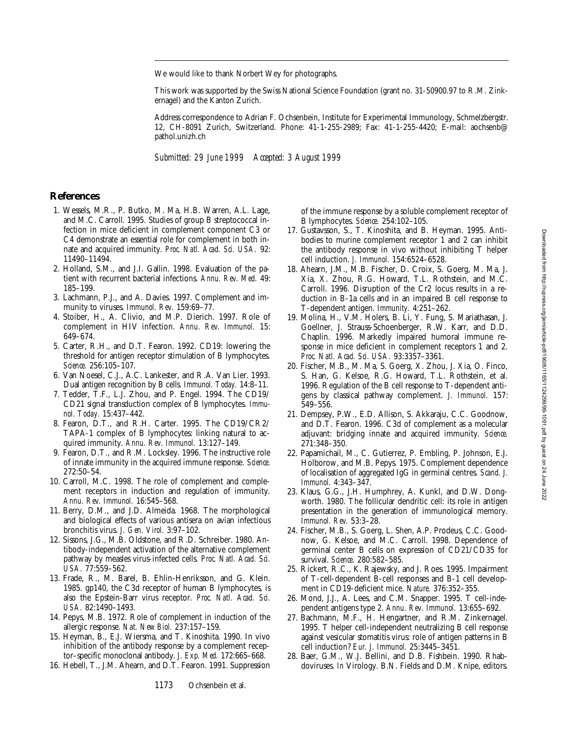We would like to thank Norbert Wey for photographs.

This work was supported by the Swiss National Science Foundation (grant no. 31-50900.97 to R.M. Zinkernagel) and the Kanton Zurich.

Address correspondence to Adrian F. Ochsenbein, Institute for Experimental Immunology, Schmelzbergstr. 12, CH-8091 Zurich, Switzerland. Phone: 41-1-255-2989; Fax: 41-1-255-4420; E-mail: aochsenb@pathol.unizh.ch

*Submitted: 29 June 1999 Accepted: 3 August 1999*

## References

1. Wessels, M.R., P. Butko, M. Ma, H.B. Warren, A.L. Lage, and M.C. Carroll. 1995. Studies of group B streptococcal infection in mice deficient in complement component C3 or C4 demonstrate an essential role for complement in both innate and acquired immunity. *Proc. Natl. Acad. Sci. USA.* 92: 11490–11494.
2. Holland, S.M., and J.I. Gallin. 1998. Evaluation of the patient with recurrent bacterial infections. *Annu. Rev. Med.* 49: 185–199.
3. Lachmann, P.J., and A. Davies. 1997. Complement and immunity to viruses. *Immunol. Rev.* 159:69–77.
4. Stoiber, H., A. Clivio, and M.P. Dierich. 1997. Role of complement in HIV infection. *Annu. Rev. Immunol.* 15: 649–674.
5. Carter, R.H., and D.T. Fearon. 1992. CD19: lowering the threshold for antigen receptor stimulation of B lymphocytes. *Science.* 256:105–107.
6. Van Noesel, C.J., A.C. Lankester, and R.A. Van Lier. 1993. Dual antigen recognition by B cells. *Immunol. Today.* 14:8–11.
7. Tedder, T.F., L.J. Zhou, and P. Engel. 1994. The CD19/CD21 signal transduction complex of B lymphocytes. *Immunol. Today.* 15:437–442.
8. Fearon, D.T., and R.H. Carter. 1995. The CD19/CR2/TAPA-1 complex of B lymphocytes: linking natural to acquired immunity. *Annu. Rev. Immunol.* 13:127–149.
9. Fearon, D.T., and R.M. Locksley. 1996. The instructive role of innate immunity in the acquired immune response. *Science.* 272:50–54.
10. Carroll, M.C. 1998. The role of complement and complement receptors in induction and regulation of immunity. *Annu. Rev. Immunol.* 16:545–568.
11. Berry, D.M., and J.D. Almeida. 1968. The morphological and biological effects of various antisera on avian infectious bronchitis virus. *J. Gen. Virol.* 3:97–102.
12. Sissons, J.G., M.B. Oldstone, and R.D. Schreiber. 1980. Antibody-independent activation of the alternative complement pathway by measles virus-infected cells. *Proc. Natl. Acad. Sci. USA.* 77:559–562.
13. Frade, R., M. Barel, B. Ehlin-Henriksson, and G. Klein. 1985. gp140, the C3d receptor of human B lymphocytes, is also the Epstein-Barr virus receptor. *Proc. Natl. Acad. Sci. USA.* 82:1490–1493.
14. Pepys, M.B. 1972. Role of complement in induction of the allergic response. *Nat. New Biol.* 237:157–159.
15. Heyman, B., E.J. Wiersma, and T. Kinoshita. 1990. In vivo inhibition of the antibody response by a complement receptor–specific monoclonal antibody. *J. Exp. Med.* 172:665–668.
16. Hebell, T., J.M. Ahearn, and D.T. Fearon. 1991. Suppression of the immune response by a soluble complement receptor of B lymphocytes. *Science.* 254:102–105.
17. Gustavsson, S., T. Kinoshita, and B. Heyman. 1995. Antibodies to murine complement receptor 1 and 2 can inhibit the antibody response in vivo without inhibiting T helper cell induction. *J. Immunol.* 154:6524–6528.
18. Ahearn, J.M., M.B. Fischer, D. Croix, S. Goerg, M. Ma, J. Xia, X. Zhou, R.G. Howard, T.L. Rothstein, and M.C. Carroll. 1996. Disruption of the Cr2 locus results in a reduction in B-1a cells and in an impaired B cell response to T-dependent antigen. *Immunity.* 4:251–262.
19. Molina, H., V.M. Holers, B. Li, Y. Fung, S. Mariathasan, J. Goellner, J. Strauss-Schoenberger, R.W. Karr, and D.D. Chaplin. 1996. Markedly impaired humoral immune response in mice deficient in complement receptors 1 and 2. *Proc. Natl. Acad. Sci. USA.* 93:3357–3361.
20. Fischer, M.B., M. Ma, S. Goerg, X. Zhou, J. Xia, O. Finco, S. Han, G. Kelsoe, R.G. Howard, T.L. Rothstein, et al. 1996. Regulation of the B cell response to T-dependent antigens by classical pathway complement. *J. Immunol.* 157: 549–556.
21. Dempsey, P.W., E.D. Allison, S. Akkaraju, C.C. Goodnow, and D.T. Fearon. 1996. C3d of complement as a molecular adjuvant: bridging innate and acquired immunity. *Science.* 271:348–350.
22. Papamichail, M., C. Gutierrez, P. Embling, P. Johnson, E.J. Holborow, and M.B. Pepys. 1975. Complement dependence of localisation of aggregated IgG in germinal centres. *Scand. J. Immunol.* 4:343–347.
23. Klaus, G.G., J.H. Humphrey, A. Kunkl, and D.W. Dongworth. 1980. The follicular dendritic cell: its role in antigen presentation in the generation of immunological memory. *Immunol. Rev.* 53:3–28.
24. Fischer, M.B., S. Goerg, L. Shen, A.P. Prodeus, C.C. Goodnow, G. Kelsoe, and M.C. Carroll. 1998. Dependence of germinal center B cells on expression of CD21/CD35 for survival. *Science.* 280:582–585.
25. Rickert, R.C., K. Rajewsky, and J. Roes. 1995. Impairment of T-cell-dependent B-cell responses and B-1 cell development in CD19-deficient mice. *Nature.* 376:352–355.
26. Mond, J.J., A. Lees, and C.M. Snapper. 1995. T cell-independent antigens type 2. *Annu. Rev. Immunol.* 13:655–692.
27. Bachmann, M.F., H. Hengartner, and R.M. Zinkernagel. 1995. T helper cell-independent neutralizing B cell response against vesicular stomatitis virus: role of antigen patterns in B cell induction? *Eur. J. Immunol.* 25:3445–3451.
28. Baer, G.M., W.J. Bellini, and D.B. Fishbein. 1990. Rhabdoviruses. *In* Virology. B.N. Fields and D.M. Knipe, editors.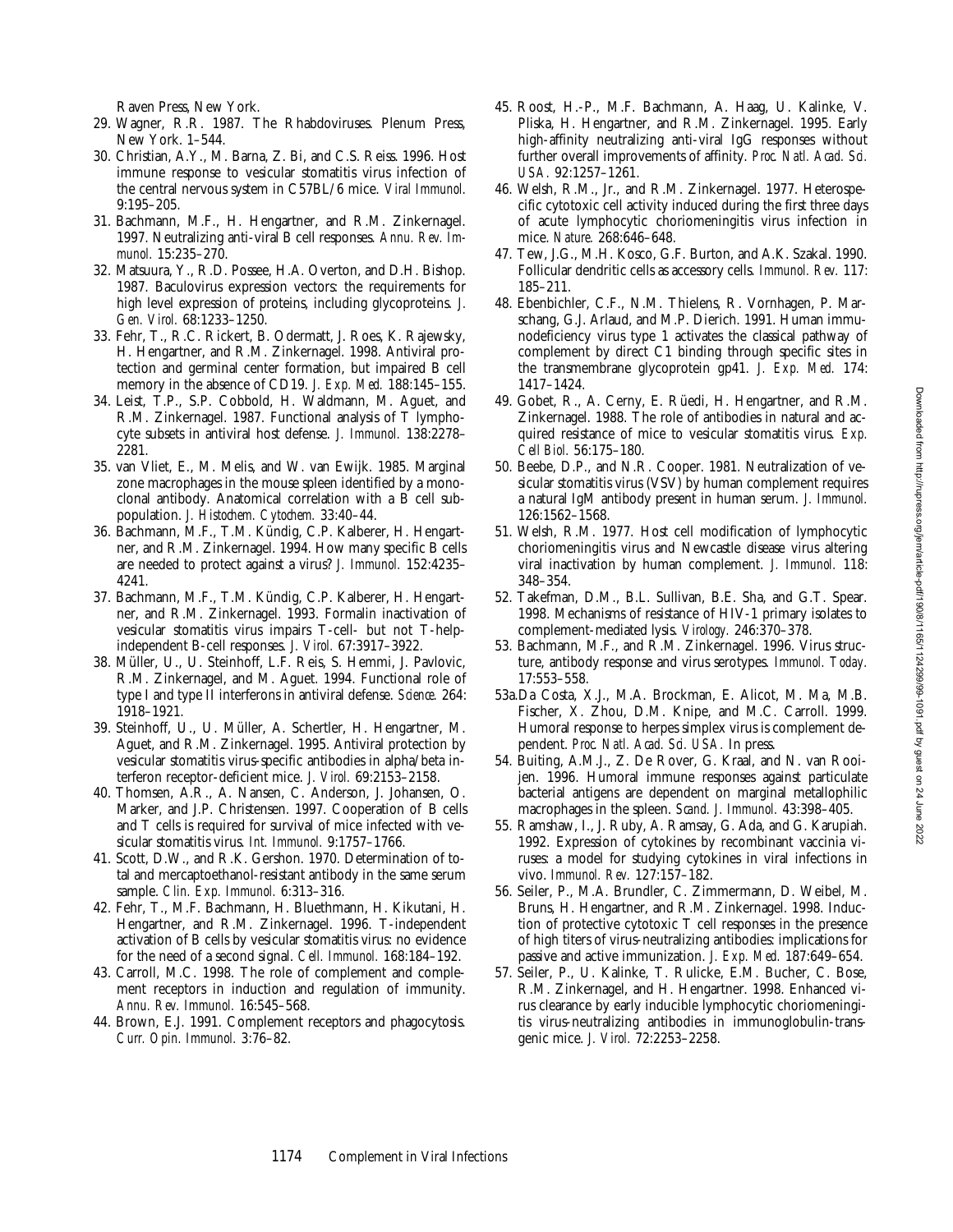Raven Press, New York.

29. Wagner, R.R. 1987. The Rhabdoviruses. Plenum Press, New York. 1–544.
30. Christian, A.Y., M. Barna, Z. Bi, and C.S. Reiss. 1996. Host immune response to vesicular stomatitis virus infection of the central nervous system in C57BL/6 mice. *Viral Immunol.* 9:195–205.
31. Bachmann, M.F., H. Hengartner, and R.M. Zinkernagel. 1997. Neutralizing anti-viral B cell responses. *Annu. Rev. Immunol.* 15:235–270.
32. Matsuura, Y., R.D. Possee, H.A. Overton, and D.H. Bishop. 1987. Baculovirus expression vectors: the requirements for high level expression of proteins, including glycoproteins. *J. Gen. Virol.* 68:1233–1250.
33. Fehr, T., R.C. Rickert, B. Odermatt, J. Roes, K. Rajewsky, H. Hengartner, and R.M. Zinkernagel. 1998. Antiviral protection and germinal center formation, but impaired B cell memory in the absence of CD19. *J. Exp. Med.* 188:145–155.
34. Leist, T.P., S.P. Cobbold, H. Waldmann, M. Aguet, and R.M. Zinkernagel. 1987. Functional analysis of T lymphocyte subsets in antiviral host defense. *J. Immunol.* 138:2278–2281.
35. van Vliet, E., M. Melis, and W. van Ewijk. 1985. Marginal zone macrophages in the mouse spleen identified by a monoclonal antibody. Anatomical correlation with a B cell subpopulation. *J. Histochem. Cytochem.* 33:40–44.
36. Bachmann, M.F., T.M. Kündig, C.P. Kalberer, H. Hengartner, and R.M. Zinkernagel. 1994. How many specific B cells are needed to protect against a virus? *J. Immunol.* 152:4235–4241.
37. Bachmann, M.F., T.M. Kündig, C.P. Kalberer, H. Hengartner, and R.M. Zinkernagel. 1993. Formalin inactivation of vesicular stomatitis virus impairs T-cell- but not T-help-independent B-cell responses. *J. Virol.* 67:3917–3922.
38. Müller, U., U. Steinhoff, L.F. Reis, S. Hemmi, J. Pavlovic, R.M. Zinkernagel, and M. Aguet. 1994. Functional role of type I and type II interferons in antiviral defense. *Science.* 264:1918–1921.
39. Steinhoff, U., U. Müller, A. Schertler, H. Hengartner, M. Aguet, and R.M. Zinkernagel. 1995. Antiviral protection by vesicular stomatitis virus-specific antibodies in alpha/beta interferon receptor-deficient mice. *J. Virol.* 69:2153–2158.
40. Thomsen, A.R., A. Nansen, C. Anderson, J. Johansen, O. Marker, and J.P. Christensen. 1997. Cooperation of B cells and T cells is required for survival of mice infected with vesicular stomatitis virus. *Int. Immunol.* 9:1757–1766.
41. Scott, D.W., and R.K. Gershon. 1970. Determination of total and mercaptoethanol-resistant antibody in the same serum sample. *Clin. Exp. Immunol.* 6:313–316.
42. Fehr, T., M.F. Bachmann, H. Bluethmann, H. Kikutani, H. Hengartner, and R.M. Zinkernagel. 1996. T-independent activation of B cells by vesicular stomatitis virus: no evidence for the need of a second signal. *Cell. Immunol.* 168:184–192.
43. Carroll, M.C. 1998. The role of complement and complement receptors in induction and regulation of immunity. *Annu. Rev. Immunol.* 16:545–568.
44. Brown, E.J. 1991. Complement receptors and phagocytosis. *Curr. Opin. Immunol.* 3:76–82.
45. Roost, H.-P., M.F. Bachmann, A. Haag, U. Kalinke, V. Pliska, H. Hengartner, and R.M. Zinkernagel. 1995. Early high-affinity neutralizing anti-viral IgG responses without further overall improvements of affinity. *Proc. Natl. Acad. Sci. USA.* 92:1257–1261.
46. Welsh, R.M., Jr., and R.M. Zinkernagel. 1977. Heterospecific cytotoxic cell activity induced during the first three days of acute lymphocytic choriomeningitis virus infection in mice. *Nature.* 268:646–648.
47. Tew, J.G., M.H. Kosco, G.F. Burton, and A.K. Szakal. 1990. Follicular dendritic cells as accessory cells. *Immunol. Rev.* 117:185–211.
48. Ebenbichler, C.F., N.M. Thielens, R. Vornhagen, P. Marschang, G.J. Arlaud, and M.P. Dierich. 1991. Human immunodeficiency virus type 1 activates the classical pathway of complement by direct C1 binding through specific sites in the transmembrane glycoprotein gp41. *J. Exp. Med.* 174:1417–1424.
49. Gobet, R., A. Cerny, E. Rüedi, H. Hengartner, and R.M. Zinkernagel. 1988. The role of antibodies in natural and acquired resistance of mice to vesicular stomatitis virus. *Exp. Cell Biol.* 56:175–180.
50. Beebe, D.P., and N.R. Cooper. 1981. Neutralization of vesicular stomatitis virus (VSV) by human complement requires a natural IgM antibody present in human serum. *J. Immunol.* 126:1562–1568.
51. Welsh, R.M. 1977. Host cell modification of lymphocytic choriomeningitis virus and Newcastle disease virus altering viral inactivation by human complement. *J. Immunol.* 118:348–354.
52. Takefman, D.M., B.L. Sullivan, B.E. Sha, and G.T. Spear. 1998. Mechanisms of resistance of HIV-1 primary isolates to complement-mediated lysis. *Virology.* 246:370–378.
53. Bachmann, M.F., and R.M. Zinkernagel. 1996. Virus structure, antibody response and virus serotypes. *Immunol. Today.* 17:553–558.

53a. Da Costa, X.J., M.A. Brockman, E. Alicot, M. Ma, M.B. Fischer, X. Zhou, D.M. Knipe, and M.C. Carroll. 1999. Humoral response to herpes simplex virus is complement dependent. *Proc. Natl. Acad. Sci. USA.* In press.

54. Buiting, A.M.J., Z. De Rover, G. Kraal, and N. van Rooijen. 1996. Humoral immune responses against particulate bacterial antigens are dependent on marginal metallophilic macrophages in the spleen. *Scand. J. Immunol.* 43:398–405.
55. Ramshaw, I., J. Ruby, A. Ramsay, G. Ada, and G. Karupiah. 1992. Expression of cytokines by recombinant vaccinia viruses: a model for studying cytokines in viral infections in vivo. *Immunol. Rev.* 127:157–182.
56. Seiler, P., M.A. Brundler, C. Zimmermann, D. Weibel, M. Bruns, H. Hengartner, and R.M. Zinkernagel. 1998. Induction of protective cytotoxic T cell responses in the presence of high titers of virus-neutralizing antibodies: implications for passive and active immunization. *J. Exp. Med.* 187:649–654.
57. Seiler, P., U. Kalinke, T. Rulicke, E.M. Bucher, C. Bose, R.M. Zinkernagel, and H. Hengartner. 1998. Enhanced virus clearance by early inducible lymphocytic choriomeningitis virus-neutralizing antibodies in immunoglobulin-transgenic mice. *J. Virol.* 72:2253–2258.